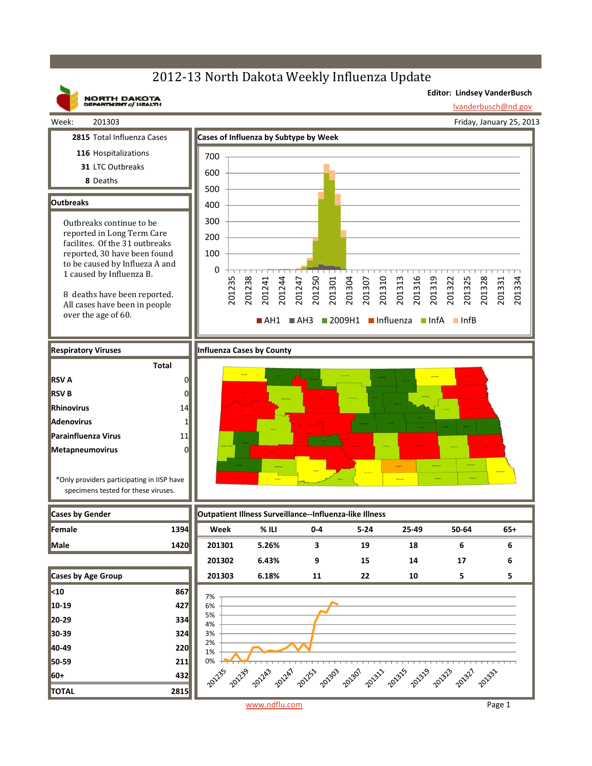# 2012-13 North Dakota Weekly Influenza Update

NORTH DAKOTA DEPARTMENT of HEALTH

**Editor: Lindsey VanderBusch**
lvanderbusch@nd.gov

Week: 201303

Friday, January 25, 2013

**2815** Total Influenza Cases
**116** Hospitalizations
**31** LTC Outbreaks
**8** Deaths

## Outbreaks

Outbreaks continue to be reported in Long Term Care facilites. Of the 31 outbreaks reported, 30 have been found to be caused by Influeza A and 1 caused by Influenza B.

8 deaths have been reported. All cases have been in people over the age of 60.

## Cases of Influenza by Subtype by Week

AH1, AH3, 2009H1, Influenza, InfA, InfB

## Respiratory Viruses

| | Total |
|---|---|
| **RSV A** | 0 |
| **RSV B** | 0 |
| **Rhinovirus** | 14 |
| **Adenovirus** | 1 |
| **Parainfluenza Virus** | 11 |
| **Metapneumovirus** | 0 |

*Only providers participating in IISP have specimens tested for these viruses.

## Influenza Cases by County

## Cases by Gender

| | |
|---|---|
| **Female** | 1394 |
| **Male** | 1420 |

## Cases by Age Group

| | |
|---|---|
| **<10** | 867 |
| **10-19** | 427 |
| **20-29** | 334 |
| **30-39** | 324 |
| **40-49** | 220 |
| **50-59** | 211 |
| **60+** | 432 |
| **TOTAL** | 2815 |

## Outpatient Illness Surveillance--Influenza-like Illness

| Week | % ILI | 0-4 | 5-24 | 25-49 | 50-64 | 65+ |
|---|---|---|---|---|---|---|
| 201301 | 5.26% | 3 | 19 | 18 | 6 | 6 |
| 201302 | 6.43% | 9 | 15 | 14 | 17 | 6 |
| 201303 | 6.18% | 11 | 22 | 10 | 5 | 5 |

www.ndflu.com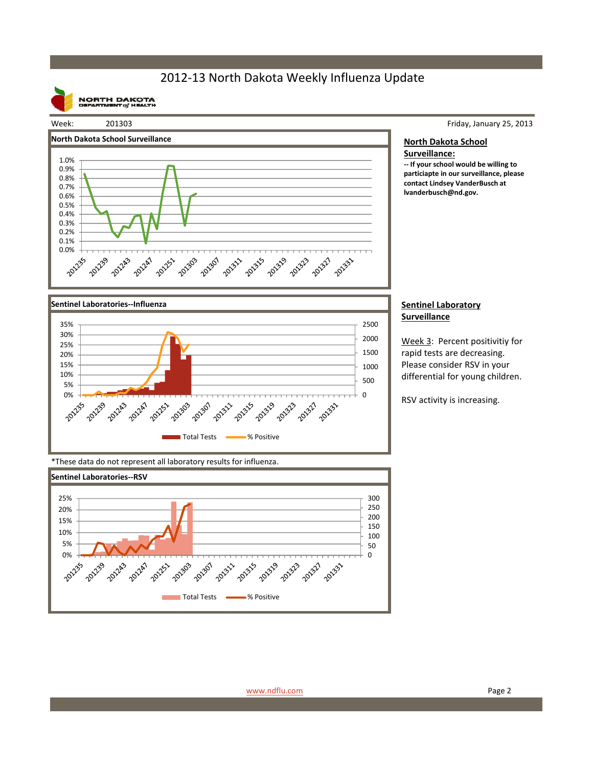# 2012-13 North Dakota Weekly Influenza Update

NORTH DAKOTA DEPARTMENT of HEALTH

Week: 201303

Friday, January 25, 2013

## North Dakota School Surveillance

1.0%
0.9%
0.8%
0.7%
0.6%
0.5%
0.4%
0.3%
0.2%
0.1%
0.0%

201235 201239 201243 201247 201251 201303 201307 201311 201315 201319 201323 201327 201331

### North Dakota School Surveillance:

**-- If your school would be willing to particiapte in our surveillance, please contact Lindsey VanderBusch at lvanderbusch@nd.gov.**

## Sentinel Laboratories--Influenza

35%
30%
25%
20%
15%
10%
5%
0%

2500
2000
1500
1000
500
0

201235 201239 201243 201247 201251 201303 201307 201311 201315 201319 201323 201327 201331

Total Tests
% Positive

*These data do not represent all laboratory results for influenza.

### Sentinel Laboratory Surveillance

Week 3: Percent positivitiy for rapid tests are decreasing. Please consider RSV in your differential for young children.

RSV activity is increasing.

## Sentinel Laboratories--RSV

25%
20%
15%
10%
5%
0%

300
250
200
150
100
50
0

201235 201239 201243 201247 201251 201303 201307 201311 201315 201319 201323 201327 201331

Total Tests
% Positive

www.ndflu.com